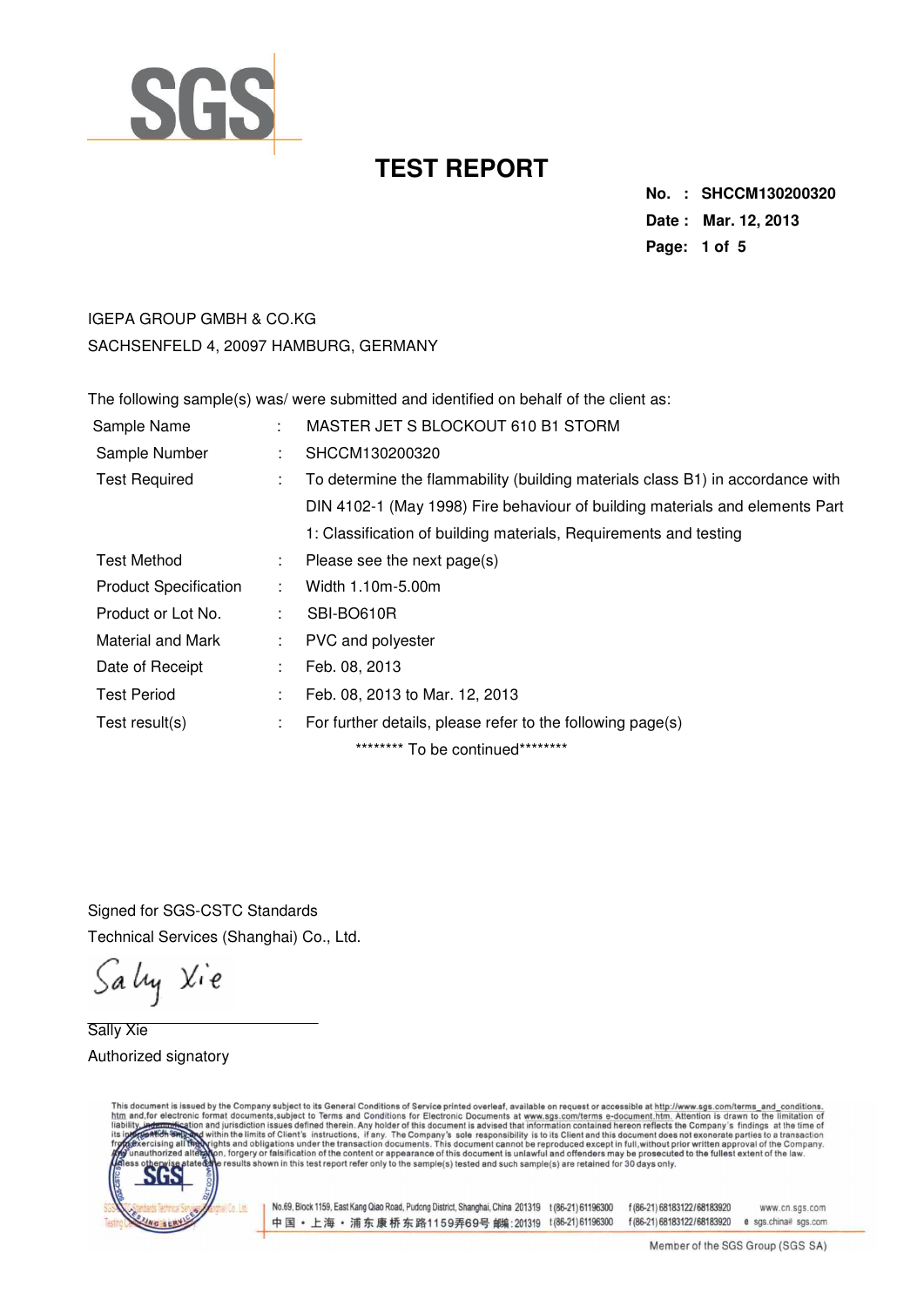# TEST REPORT

**No. : SHCCM130200320**
**Date : Mar. 12, 2013**

IGEPA GROUP GMBH & CO.KG
SACHSENFELD 4, 20097 HAMBURG, GERMANY

The following sample(s) was/ were submitted and identified on behalf of the client as:

| | | |
|---|---|---|
| Sample Name | : | MASTER JET S BLOCKOUT 610 B1 STORM |
| Sample Number | : | SHCCM130200320 |
| Test Required | : | To determine the flammability (building materials class B1) in accordance with DIN 4102-1 (May 1998) Fire behaviour of building materials and elements Part 1: Classification of building materials, Requirements and testing |
| Test Method | : | Please see the next page(s) |
| Product Specification | : | Width 1.10m-5.00m |
| Product or Lot No. | : | SBI-BO610R |
| Material and Mark | : | PVC and polyester |
| Date of Receipt | : | Feb. 08, 2013 |
| Test Period | : | Feb. 08, 2013 to Mar. 12, 2013 |
| Test result(s) | : | For further details, please refer to the following page(s) |

******** To be continued********

Signed for SGS-CSTC Standards
Technical Services (Shanghai) Co., Ltd.

Sally Xie

Sally Xie
Authorized signatory

This document is issued by the Company subject to its General Conditions of Service printed overleaf, available on request or accessible at http://www.sgs.com/terms_and_conditions.htm and,for electronic format documents,subject to Terms and Conditions for Electronic Documents at www.sgs.com/terms_e-document.htm. Attention is drawn to the limitation of liability, indemnification and jurisdiction issues defined therein. Any holder of this document is advised that information contained hereon reflects the Company's findings at the time of its intervention only and within the limits of Client's instructions, if any. The Company's sole responsibility is to its Client and this document does not exonerate parties to a transaction from exercising all their rights and obligations under the transaction documents. This document cannot be reproduced except in full,without prior written approval of the Company. Any unauthorized alteration, forgery or falsification of the content or appearance of this document is unlawful and offenders may be prosecuted to the fullest extent of the law. Unless otherwise stated the results shown in this test report refer only to the sample(s) tested and such sample(s) are retained for 30 days only.

No.69, Block 1159, East Kang Qiao Road, Pudong District, Shanghai, China 201319 t (86-21) 61196300 f (86-21) 68183122/68183920 www.cn.sgs.com
中国・上海・浦东康桥东路1159弄69号 邮编:201319 t (86-21) 61196300 f (86-21) 68183122/68183920 e sgs.china@sgs.com

Member of the SGS Group (SGS SA)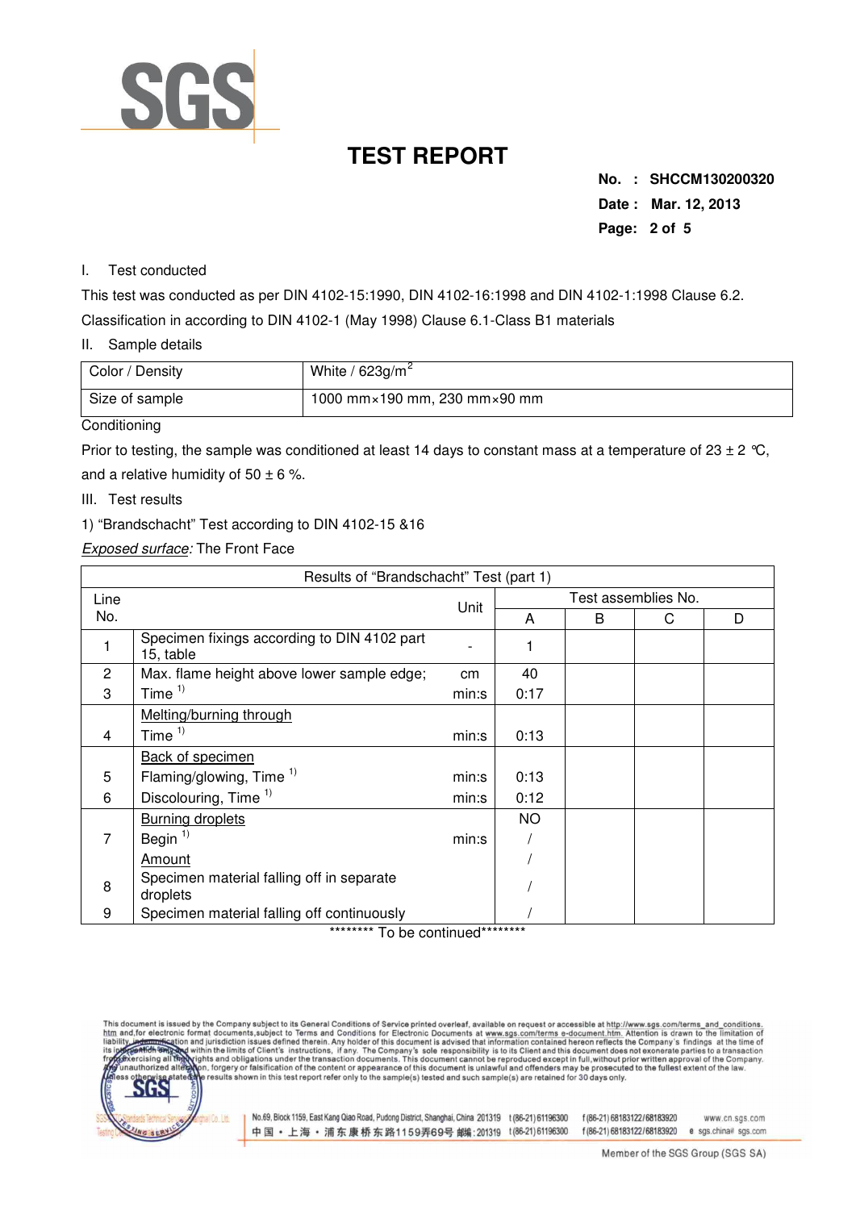# TEST REPORT

**No. : SHCCM130200320**
**Date : Mar. 12, 2013**

I. Test conducted

This test was conducted as per DIN 4102-15:1990, DIN 4102-16:1998 and DIN 4102-1:1998 Clause 6.2.

Classification in according to DIN 4102-1 (May 1998) Clause 6.1-Class B1 materials

II. Sample details

| Color / Density | White / 623g/$m^2$ |
|---|---|
| Size of sample | 1000 mm×190 mm, 230 mm×90 mm |

Conditioning

Prior to testing, the sample was conditioned at least 14 days to constant mass at a temperature of 23 ± 2 ℃, and a relative humidity of 50 ± 6 %.

III. Test results

1) "Brandschacht" Test according to DIN 4102-15 &16

*Exposed surface:* The Front Face

| Results of "Brandschacht" Test (part 1) | | | | | | |
|---|---|---|---|---|---|---|
| Line No. | | Unit | Test assemblies No. | | | |
| | | | A | B | C | D |
| 1 | Specimen fixings according to DIN 4102 part 15, table | - | 1 | | | |
| 2 | Max. flame height above lower sample edge; | cm | 40 | | | |
| 3 | Time [1] | min:s | 0:17 | | | |
| | Melting/burning through | | | | | |
| 4 | Time [1] | min:s | 0:13 | | | |
| | Back of specimen | | | | | |
| 5 | Flaming/glowing, Time [1] | min:s | 0:13 | | | |
| 6 | Discolouring, Time [1] | min:s | 0:12 | | | |
| | Burning droplets | | NO | | | |
| 7 | Begin [1] | min:s | / | | | |
| | Amount | | / | | | |
| 8 | Specimen material falling off in separate droplets | | / | | | |
| 9 | Specimen material falling off continuously | | / | | | |

******** To be continued********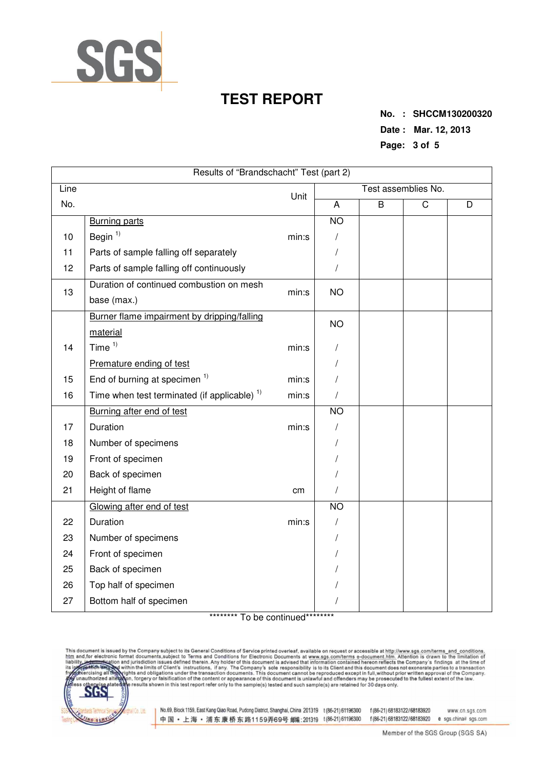# TEST REPORT

**No. : SHCCM130200320**
**Date : Mar. 12, 2013**

| Results of "Brandschacht" Test (part 2) | | | | | | |
|---|---|---|---|---|---|---|
| Line No. | | Unit | Test assemblies No. | | | |
| | | | A | B | C | D |
| | Burning parts | | NO | | | |
| 10 | Begin [1)] | min:s | / | | | |
| 11 | Parts of sample falling off separately | | / | | | |
| 12 | Parts of sample falling off continuously | | / | | | |
| 13 | Duration of continued combustion on mesh base (max.) | min:s | NO | | | |
| | Burner flame impairment by dripping/falling material | | NO | | | |
| 14 | Time [1)] | min:s | / | | | |
| | Premature ending of test | | / | | | |
| 15 | End of burning at specimen [1)] | min:s | / | | | |
| 16 | Time when test terminated (if applicable) [1)] | min:s | / | | | |
| | Burning after end of test | | NO | | | |
| 17 | Duration | min:s | / | | | |
| 18 | Number of specimens | | / | | | |
| 19 | Front of specimen | | / | | | |
| 20 | Back of specimen | | / | | | |
| 21 | Height of flame | cm | / | | | |
| | Glowing after end of test | | NO | | | |
| 22 | Duration | min:s | / | | | |
| 23 | Number of specimens | | / | | | |
| 24 | Front of specimen | | / | | | |
| 25 | Back of specimen | | / | | | |
| 26 | Top half of specimen | | / | | | |
| 27 | Bottom half of specimen | | / | | | |

******** To be continued********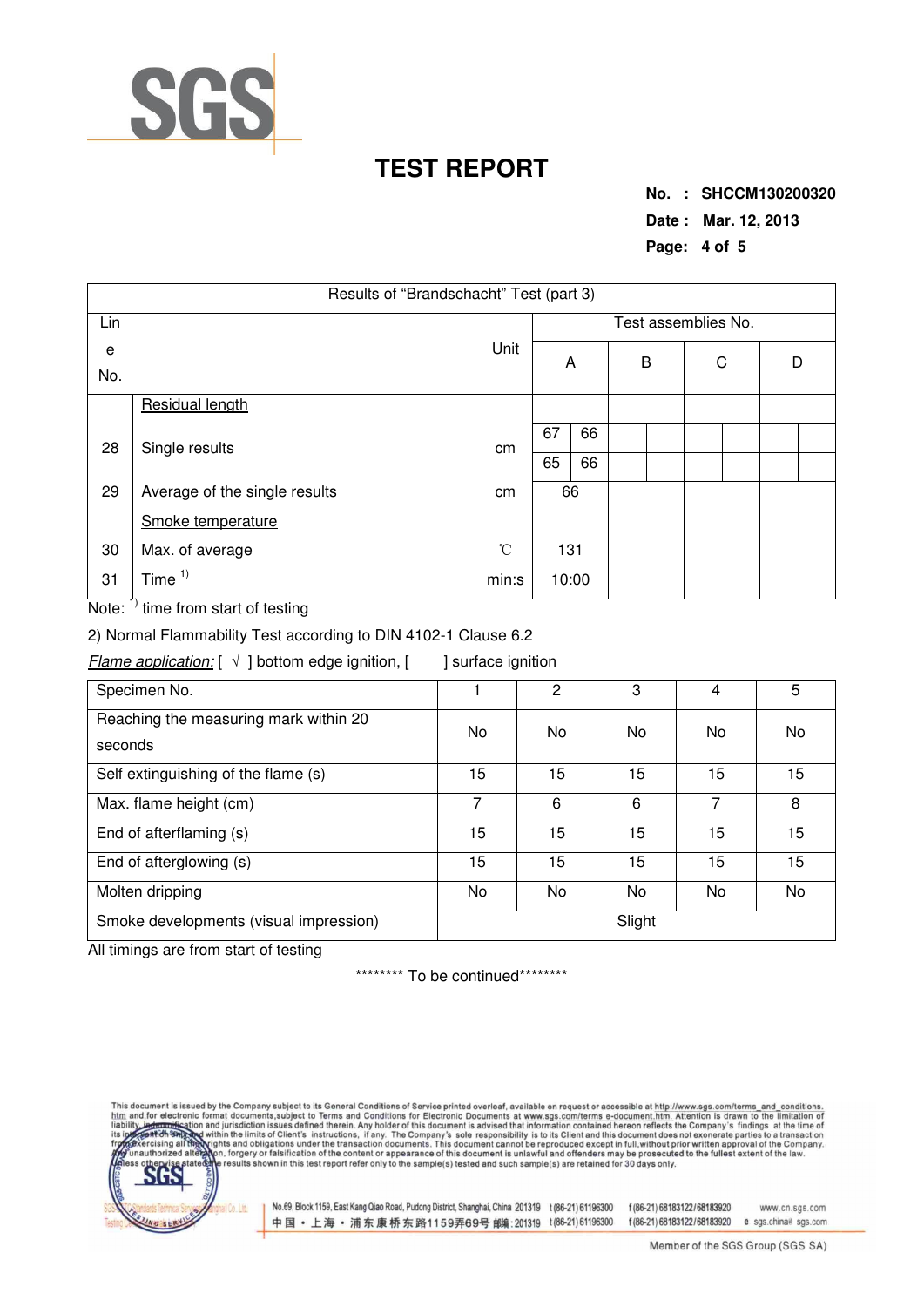# TEST REPORT

**No. : SHCCM130200320**
**Date : Mar. 12, 2013**

| Results of "Brandschacht" Test (part 3) | | | | | | | | | | |
|---|---|---|---|---|---|---|---|---|---|---|
| Line No. | | Unit | Test assemblies No. | | | | | | | |
| | | | A | | B | | C | | D | |
| | Residual length | | | | | | | | | |
| 28 | Single results | cm | 67 | 66 | | | | | | |
| | | | 65 | 66 | | | | | | |
| 29 | Average of the single results | cm | 66 | | | | | | | |
| | Smoke temperature | | | | | | | | | |
| 30 | Max. of average | ℃ | 131 | | | | | | | |
| 31 | Time [1] | min:s | 10:00 | | | | | | | |

Note: [1] time from start of testing

2) Normal Flammability Test according to DIN 4102-1 Clause 6.2

*Flame application:* [ √ ] bottom edge ignition, [ ] surface ignition

| Specimen No. | 1 | 2 | 3 | 4 | 5 |
|---|---|---|---|---|---|
| Reaching the measuring mark within 20 seconds | No | No | No | No | No |
| Self extinguishing of the flame (s) | 15 | 15 | 15 | 15 | 15 |
| Max. flame height (cm) | 7 | 6 | 6 | 7 | 8 |
| End of afterflaming (s) | 15 | 15 | 15 | 15 | 15 |
| End of afterglowing (s) | 15 | 15 | 15 | 15 | 15 |
| Molten dripping | No | No | No | No | No |
| Smoke developments (visual impression) | Slight | | | | |

All timings are from start of testing

******** To be continued********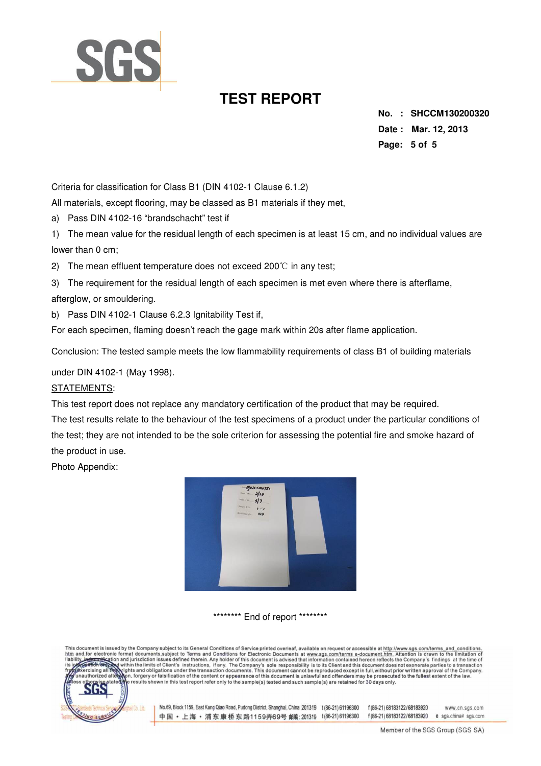Criteria for classification for Class B1 (DIN 4102-1 Clause 6.1.2)

All materials, except flooring, may be classed as B1 materials if they met,

a) Pass DIN 4102-16 "brandschacht" test if

1) The mean value for the residual length of each specimen is at least 15 cm, and no individual values are lower than 0 cm;

2) The mean effluent temperature does not exceed 200℃ in any test;

3) The requirement for the residual length of each specimen is met even where there is afterflame, afterglow, or smouldering.

b) Pass DIN 4102-1 Clause 6.2.3 Ignitability Test if,

For each specimen, flaming doesn't reach the gage mark within 20s after flame application.

Conclusion: The tested sample meets the low flammability requirements of class B1 of building materials under DIN 4102-1 (May 1998).

<u>STATEMENTS</u>:

This test report does not replace any mandatory certification of the product that may be required.

The test results relate to the behaviour of the test specimens of a product under the particular conditions of the test; they are not intended to be the sole criterion for assessing the potential fire and smoke hazard of the product in use.

Photo Appendix:

******** End of report ********